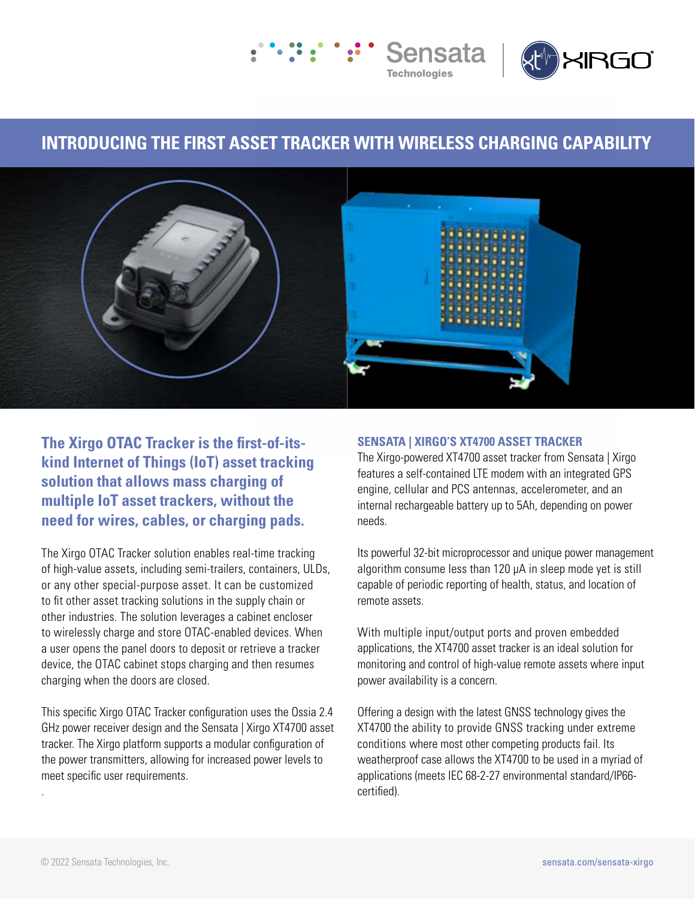# INTRODUCING THE FIRST ASSET TRACKER WITH WIRELESS CHARGING CAPABILITY

**The Xirgo OTAC Tracker is the first-of-its-kind Internet of Things (IoT) asset tracking solution that allows mass charging of multiple IoT asset trackers, without the need for wires, cables, or charging pads.**

The Xirgo OTAC Tracker solution enables real-time tracking of high-value assets, including semi-trailers, containers, ULDs, or any other special-purpose asset. It can be customized to fit other asset tracking solutions in the supply chain or other industries. The solution leverages a cabinet encloser to wirelessly charge and store OTAC-enabled devices. When a user opens the panel doors to deposit or retrieve a tracker device, the OTAC cabinet stops charging and then resumes charging when the doors are closed.

This specific Xirgo OTAC Tracker configuration uses the Ossia 2.4 GHz power receiver design and the Sensata | Xirgo XT4700 asset tracker. The Xirgo platform supports a modular configuration of the power transmitters, allowing for increased power levels to meet specific user requirements.

.

## SENSATA | XIRGO'S XT4700 ASSET TRACKER

The Xirgo-powered XT4700 asset tracker from Sensata | Xirgo features a self-contained LTE modem with an integrated GPS engine, cellular and PCS antennas, accelerometer, and an internal rechargeable battery up to 5Ah, depending on power needs.

Its powerful 32-bit microprocessor and unique power management algorithm consume less than 120 µA in sleep mode yet is still capable of periodic reporting of health, status, and location of remote assets.

With multiple input/output ports and proven embedded applications, the XT4700 asset tracker is an ideal solution for monitoring and control of high-value remote assets where input power availability is a concern.

Offering a design with the latest GNSS technology gives the XT4700 the ability to provide GNSS tracking under extreme conditions where most other competing products fail. Its weatherproof case allows the XT4700 to be used in a myriad of applications (meets IEC 68-2-27 environmental standard/IP66-certified).

© 2022 Sensata Technologies, Inc.

sensata.com/sensata-xirgo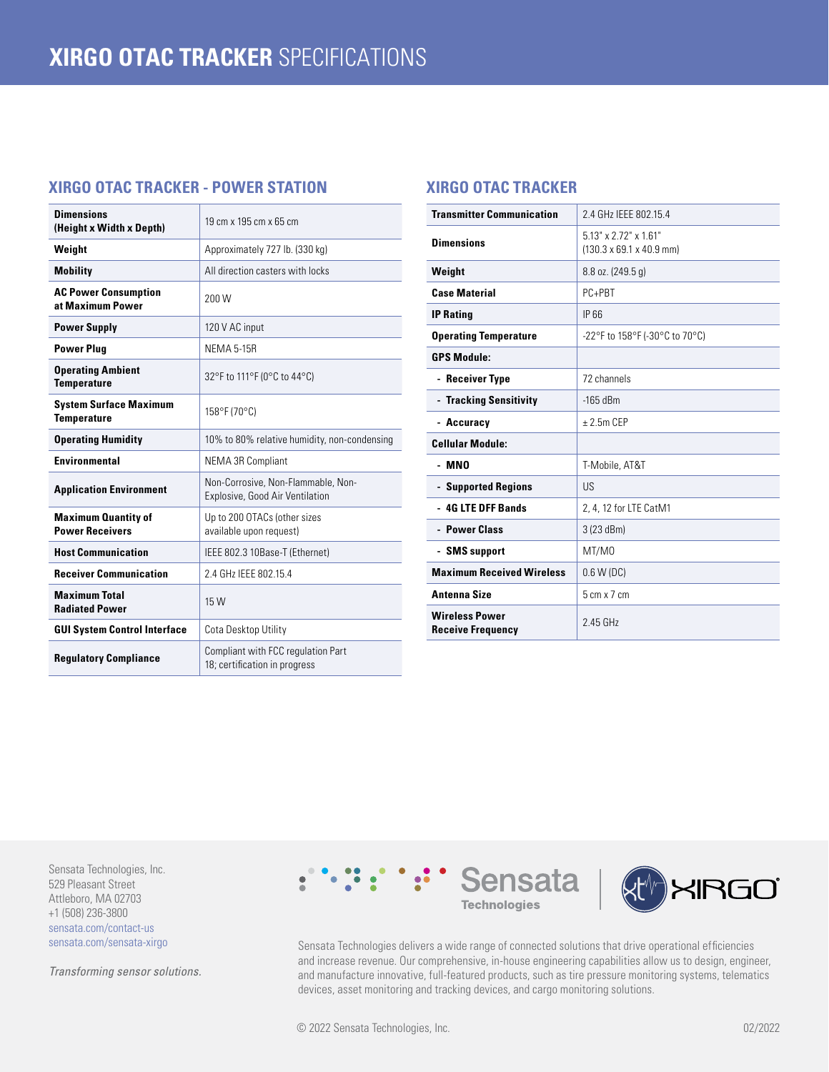# XIRGO OTAC TRACKER SPECIFICATIONS

## XIRGO OTAC TRACKER - POWER STATION

| | |
|---|---|
| **Dimensions (Height x Width x Depth)** | 19 cm x 195 cm x 65 cm |
| **Weight** | Approximately 727 lb. (330 kg) |
| **Mobility** | All direction casters with locks |
| **AC Power Consumption at Maximum Power** | 200 W |
| **Power Supply** | 120 V AC input |
| **Power Plug** | NEMA 5-15R |
| **Operating Ambient Temperature** | 32°F to 111°F (0°C to 44°C) |
| **System Surface Maximum Temperature** | 158°F (70°C) |
| **Operating Humidity** | 10% to 80% relative humidity, non-condensing |
| **Environmental** | NEMA 3R Compliant |
| **Application Environment** | Non-Corrosive, Non-Flammable, Non-Explosive, Good Air Ventilation |
| **Maximum Quantity of Power Receivers** | Up to 200 OTACs (other sizes available upon request) |
| **Host Communication** | IEEE 802.3 10Base-T (Ethernet) |
| **Receiver Communication** | 2.4 GHz IEEE 802.15.4 |
| **Maximum Total Radiated Power** | 15 W |
| **GUI System Control Interface** | Cota Desktop Utility |
| **Regulatory Compliance** | Compliant with FCC regulation Part 18; certification in progress |

## XIRGO OTAC TRACKER

| | |
|---|---|
| **Transmitter Communication** | 2.4 GHz IEEE 802.15.4 |
| **Dimensions** | 5.13" x 2.72" x 1.61" (130.3 x 69.1 x 40.9 mm) |
| **Weight** | 8.8 oz. (249.5 g) |
| **Case Material** | PC+PBT |
| **IP Rating** | IP 66 |
| **Operating Temperature** | -22°F to 158°F (-30°C to 70°C) |
| **GPS Module:** | |
| **- Receiver Type** | 72 channels |
| **- Tracking Sensitivity** | -165 dBm |
| **- Accuracy** | ± 2.5m CEP |
| **Cellular Module:** | |
| **- MNO** | T-Mobile, AT&T |
| **- Supported Regions** | US |
| **- 4G LTE DFF Bands** | 2, 4, 12 for LTE CatM1 |
| **- Power Class** | 3 (23 dBm) |
| **- SMS support** | MT/MO |
| **Maximum Received Wireless** | 0.6 W (DC) |
| **Antenna Size** | 5 cm x 7 cm |
| **Wireless Power Receive Frequency** | 2.45 GHz |

Sensata Technologies, Inc.
529 Pleasant Street
Attleboro, MA 02703
+1 (508) 236-3800
sensata.com/contact-us
sensata.com/sensata-xirgo

*Transforming sensor solutions.*

Sensata Technologies | XIRGO

Sensata Technologies delivers a wide range of connected solutions that drive operational efficiencies and increase revenue. Our comprehensive, in-house engineering capabilities allow us to design, engineer, and manufacture innovative, full-featured products, such as tire pressure monitoring systems, telematics devices, asset monitoring and tracking devices, and cargo monitoring solutions.

© 2022 Sensata Technologies, Inc. 02/2022